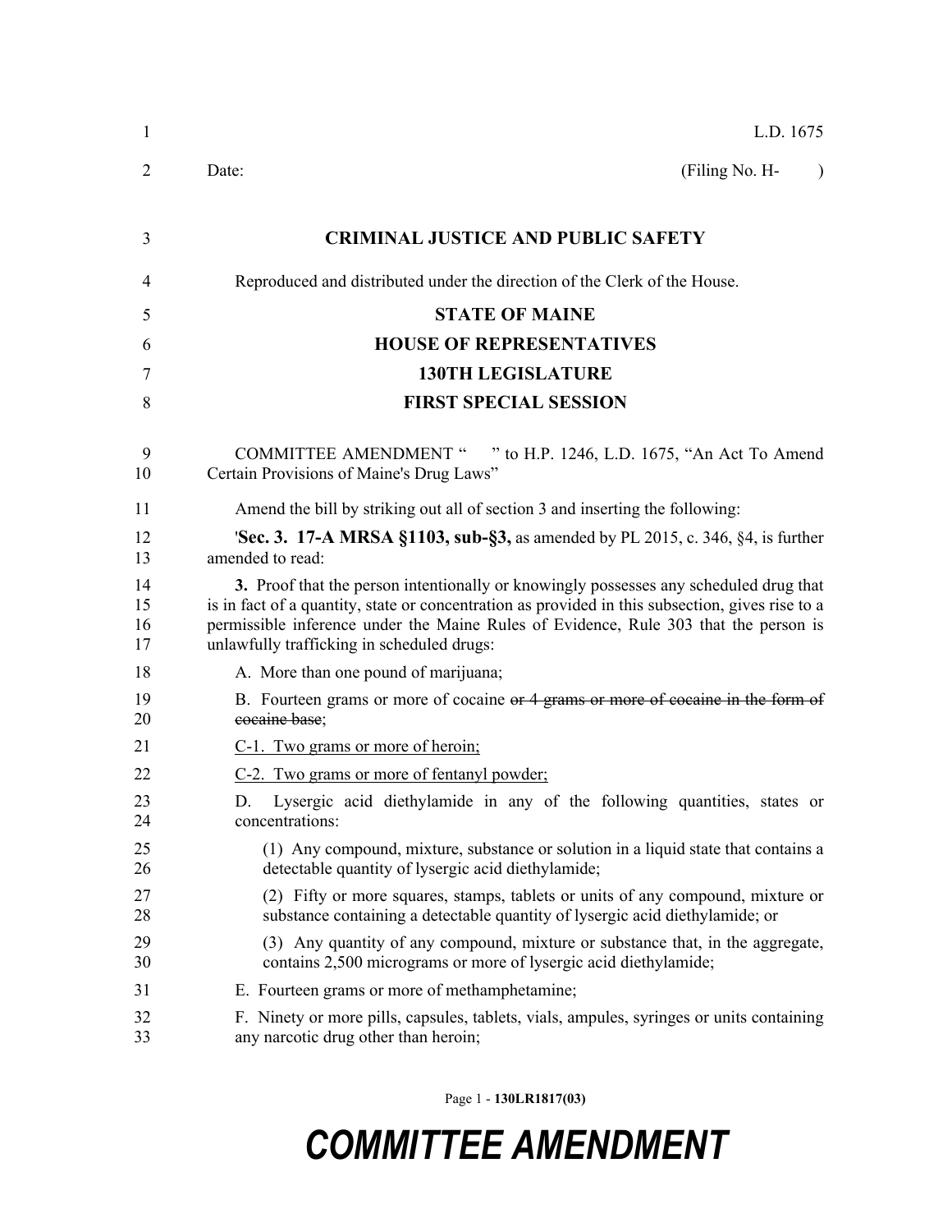L.D. 1675

Date: (Filing No. H- )

**CRIMINAL JUSTICE AND PUBLIC SAFETY**

Reproduced and distributed under the direction of the Clerk of the House.

**STATE OF MAINE**

**HOUSE OF REPRESENTATIVES**

**130TH LEGISLATURE**

**FIRST SPECIAL SESSION**

COMMITTEE AMENDMENT " " to H.P. 1246, L.D. 1675, "An Act To Amend Certain Provisions of Maine's Drug Laws"

Amend the bill by striking out all of section 3 and inserting the following:

'**Sec. 3. 17-A MRSA §1103, sub-§3,** as amended by PL 2015, c. 346, §4, is further amended to read:

**3.** Proof that the person intentionally or knowingly possesses any scheduled drug that is in fact of a quantity, state or concentration as provided in this subsection, gives rise to a permissible inference under the Maine Rules of Evidence, Rule 303 that the person is unlawfully trafficking in scheduled drugs:

A. More than one pound of marijuana;

B. Fourteen grams or more of cocaine ~~or 4 grams or more of cocaine in the form of cocaine base~~;

C-1. Two grams or more of heroin;

C-2. Two grams or more of fentanyl powder;

D. Lysergic acid diethylamide in any of the following quantities, states or concentrations:

(1) Any compound, mixture, substance or solution in a liquid state that contains a detectable quantity of lysergic acid diethylamide;

(2) Fifty or more squares, stamps, tablets or units of any compound, mixture or substance containing a detectable quantity of lysergic acid diethylamide; or

(3) Any quantity of any compound, mixture or substance that, in the aggregate, contains 2,500 micrograms or more of lysergic acid diethylamide;

E. Fourteen grams or more of methamphetamine;

F. Ninety or more pills, capsules, tablets, vials, ampules, syringes or units containing any narcotic drug other than heroin;

Page 1 - **130LR1817(03)**

***COMMITTEE AMENDMENT***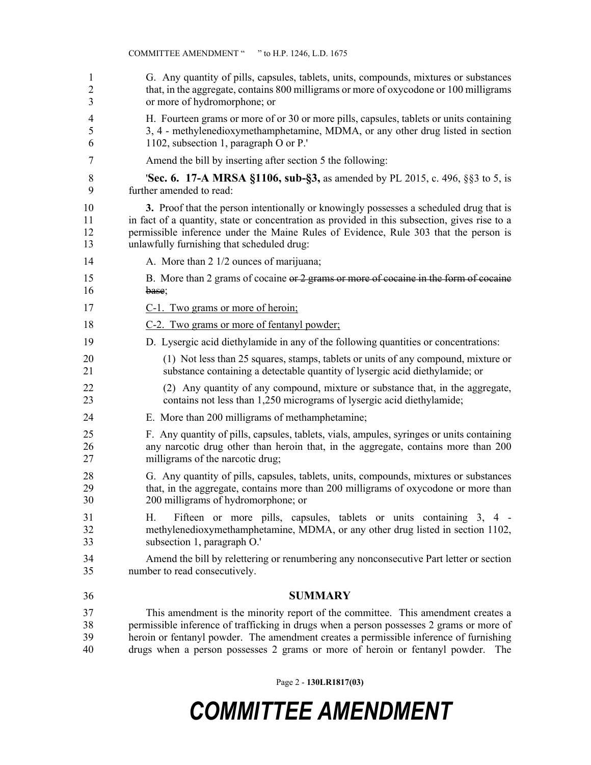G. Any quantity of pills, capsules, tablets, units, compounds, mixtures or substances that, in the aggregate, contains 800 milligrams or more of oxycodone or 100 milligrams or more of hydromorphone; or

H. Fourteen grams or more of or 30 or more pills, capsules, tablets or units containing 3, 4 - methylenedioxymethamphetamine, MDMA, or any other drug listed in section 1102, subsection 1, paragraph O or P.'

Amend the bill by inserting after section 5 the following:

'**Sec. 6. 17-A MRSA §1106, sub-§3,** as amended by PL 2015, c. 496, §§3 to 5, is further amended to read:

**3.** Proof that the person intentionally or knowingly possesses a scheduled drug that is in fact of a quantity, state or concentration as provided in this subsection, gives rise to a permissible inference under the Maine Rules of Evidence, Rule 303 that the person is unlawfully furnishing that scheduled drug:

A. More than 2 1/2 ounces of marijuana;

B. More than 2 grams of cocaine ~~or 2 grams or more of cocaine in the form of cocaine base~~;

C-1. Two grams or more of heroin;

C-2. Two grams or more of fentanyl powder;

D. Lysergic acid diethylamide in any of the following quantities or concentrations:

(1) Not less than 25 squares, stamps, tablets or units of any compound, mixture or substance containing a detectable quantity of lysergic acid diethylamide; or

(2) Any quantity of any compound, mixture or substance that, in the aggregate, contains not less than 1,250 micrograms of lysergic acid diethylamide;

E. More than 200 milligrams of methamphetamine;

F. Any quantity of pills, capsules, tablets, vials, ampules, syringes or units containing any narcotic drug other than heroin that, in the aggregate, contains more than 200 milligrams of the narcotic drug;

G. Any quantity of pills, capsules, tablets, units, compounds, mixtures or substances that, in the aggregate, contains more than 200 milligrams of oxycodone or more than 200 milligrams of hydromorphone; or

H. Fifteen or more pills, capsules, tablets or units containing 3, 4 - methylenedioxymethamphetamine, MDMA, or any other drug listed in section 1102, subsection 1, paragraph O.'

Amend the bill by relettering or renumbering any nonconsecutive Part letter or section number to read consecutively.

## SUMMARY

This amendment is the minority report of the committee. This amendment creates a permissible inference of trafficking in drugs when a person possesses 2 grams or more of heroin or fentanyl powder. The amendment creates a permissible inference of furnishing drugs when a person possesses 2 grams or more of heroin or fentanyl powder. The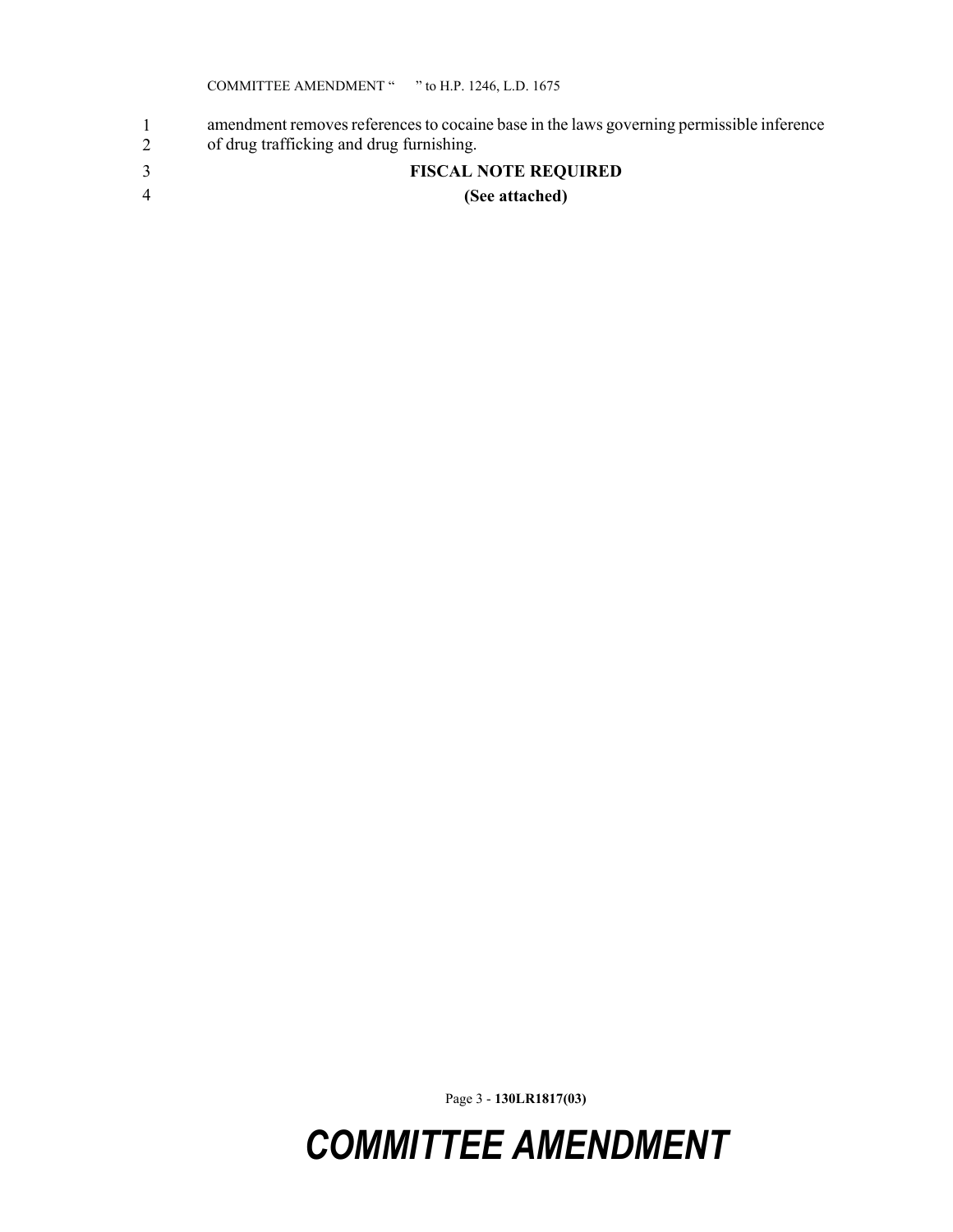amendment removes references to cocaine base in the laws governing permissible inference of drug trafficking and drug furnishing.

**FISCAL NOTE REQUIRED**

**(See attached)**